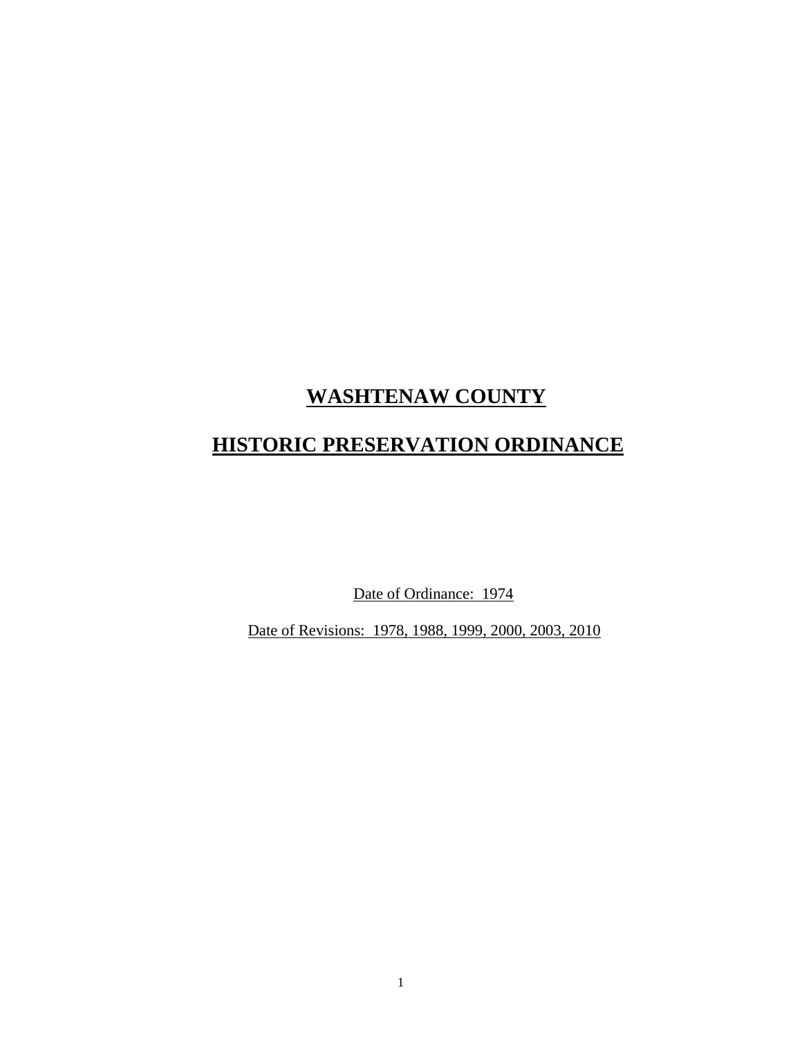# WASHTENAW COUNTY

# HISTORIC PRESERVATION ORDINANCE

Date of Ordinance: 1974

Date of Revisions: 1978, 1988, 1999, 2000, 2003, 2010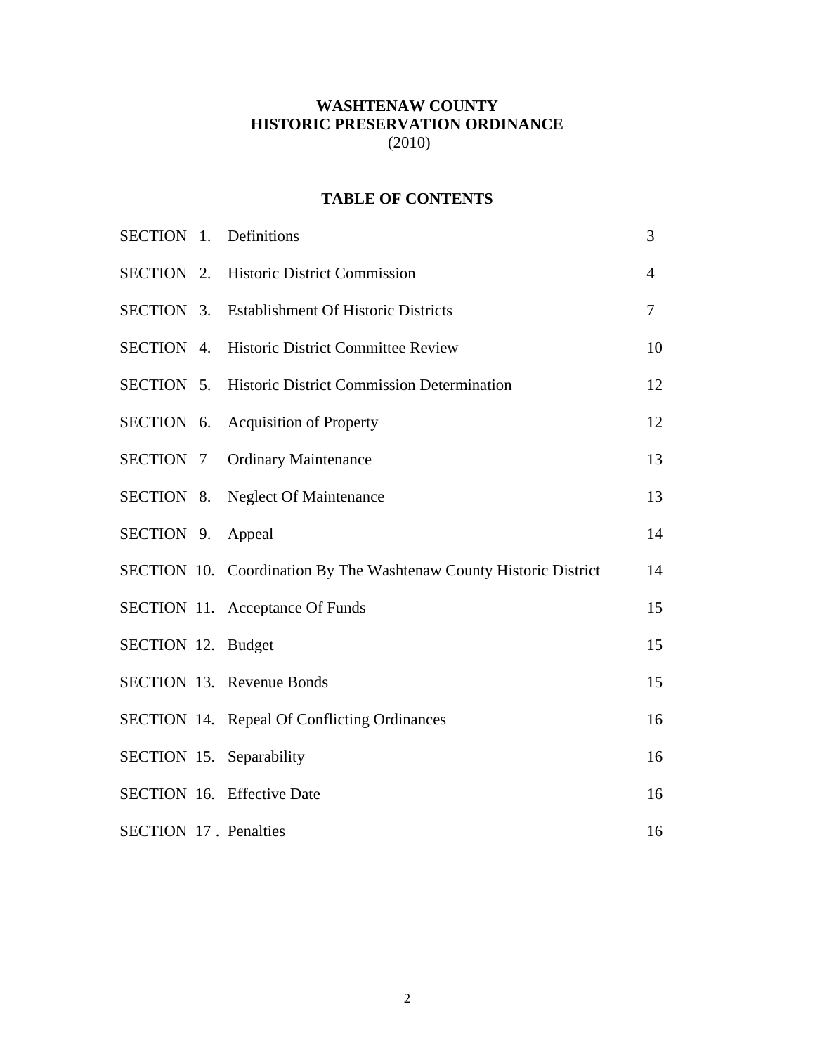# WASHTENAW COUNTY
# HISTORIC PRESERVATION ORDINANCE
(2010)

## TABLE OF CONTENTS

| | | |
|---|---|---|
| SECTION 1. | Definitions | 3 |
| SECTION 2. | Historic District Commission | 4 |
| SECTION 3. | Establishment Of Historic Districts | 7 |
| SECTION 4. | Historic District Committee Review | 10 |
| SECTION 5. | Historic District Commission Determination | 12 |
| SECTION 6. | Acquisition of Property | 12 |
| SECTION 7 | Ordinary Maintenance | 13 |
| SECTION 8. | Neglect Of Maintenance | 13 |
| SECTION 9. | Appeal | 14 |
| SECTION 10. | Coordination By The Washtenaw County Historic District | 14 |
| SECTION 11. | Acceptance Of Funds | 15 |
| SECTION 12. | Budget | 15 |
| SECTION 13. | Revenue Bonds | 15 |
| SECTION 14. | Repeal Of Conflicting Ordinances | 16 |
| SECTION 15. | Separability | 16 |
| SECTION 16. | Effective Date | 16 |
| SECTION 17 . | Penalties | 16 |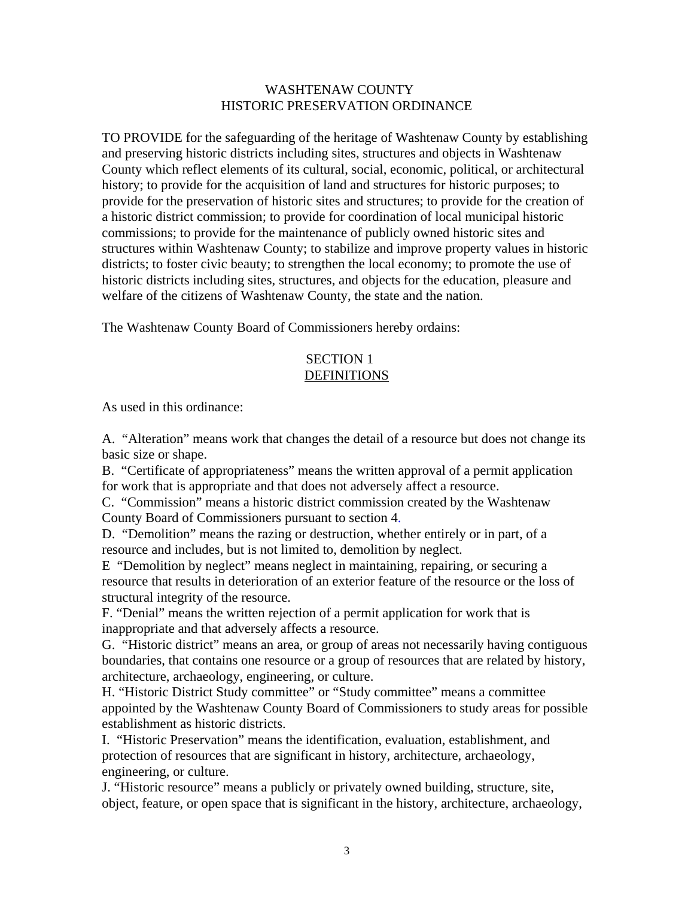# WASHTENAW COUNTY
# HISTORIC PRESERVATION ORDINANCE

TO PROVIDE for the safeguarding of the heritage of Washtenaw County by establishing and preserving historic districts including sites, structures and objects in Washtenaw County which reflect elements of its cultural, social, economic, political, or architectural history; to provide for the acquisition of land and structures for historic purposes; to provide for the preservation of historic sites and structures; to provide for the creation of a historic district commission; to provide for coordination of local municipal historic commissions; to provide for the maintenance of publicly owned historic sites and structures within Washtenaw County; to stabilize and improve property values in historic districts; to foster civic beauty; to strengthen the local economy; to promote the use of historic districts including sites, structures, and objects for the education, pleasure and welfare of the citizens of Washtenaw County, the state and the nation.

The Washtenaw County Board of Commissioners hereby ordains:

## SECTION 1
## DEFINITIONS

As used in this ordinance:

A. "Alteration" means work that changes the detail of a resource but does not change its basic size or shape.
B. "Certificate of appropriateness" means the written approval of a permit application for work that is appropriate and that does not adversely affect a resource.
C. "Commission" means a historic district commission created by the Washtenaw County Board of Commissioners pursuant to section 4.
D. "Demolition" means the razing or destruction, whether entirely or in part, of a resource and includes, but is not limited to, demolition by neglect.
E "Demolition by neglect" means neglect in maintaining, repairing, or securing a resource that results in deterioration of an exterior feature of the resource or the loss of structural integrity of the resource.
F. "Denial" means the written rejection of a permit application for work that is inappropriate and that adversely affects a resource.
G. "Historic district" means an area, or group of areas not necessarily having contiguous boundaries, that contains one resource or a group of resources that are related by history, architecture, archaeology, engineering, or culture.
H. "Historic District Study committee" or "Study committee" means a committee appointed by the Washtenaw County Board of Commissioners to study areas for possible establishment as historic districts.
I. "Historic Preservation" means the identification, evaluation, establishment, and protection of resources that are significant in history, architecture, archaeology, engineering, or culture.
J. "Historic resource" means a publicly or privately owned building, structure, site, object, feature, or open space that is significant in the history, architecture, archaeology,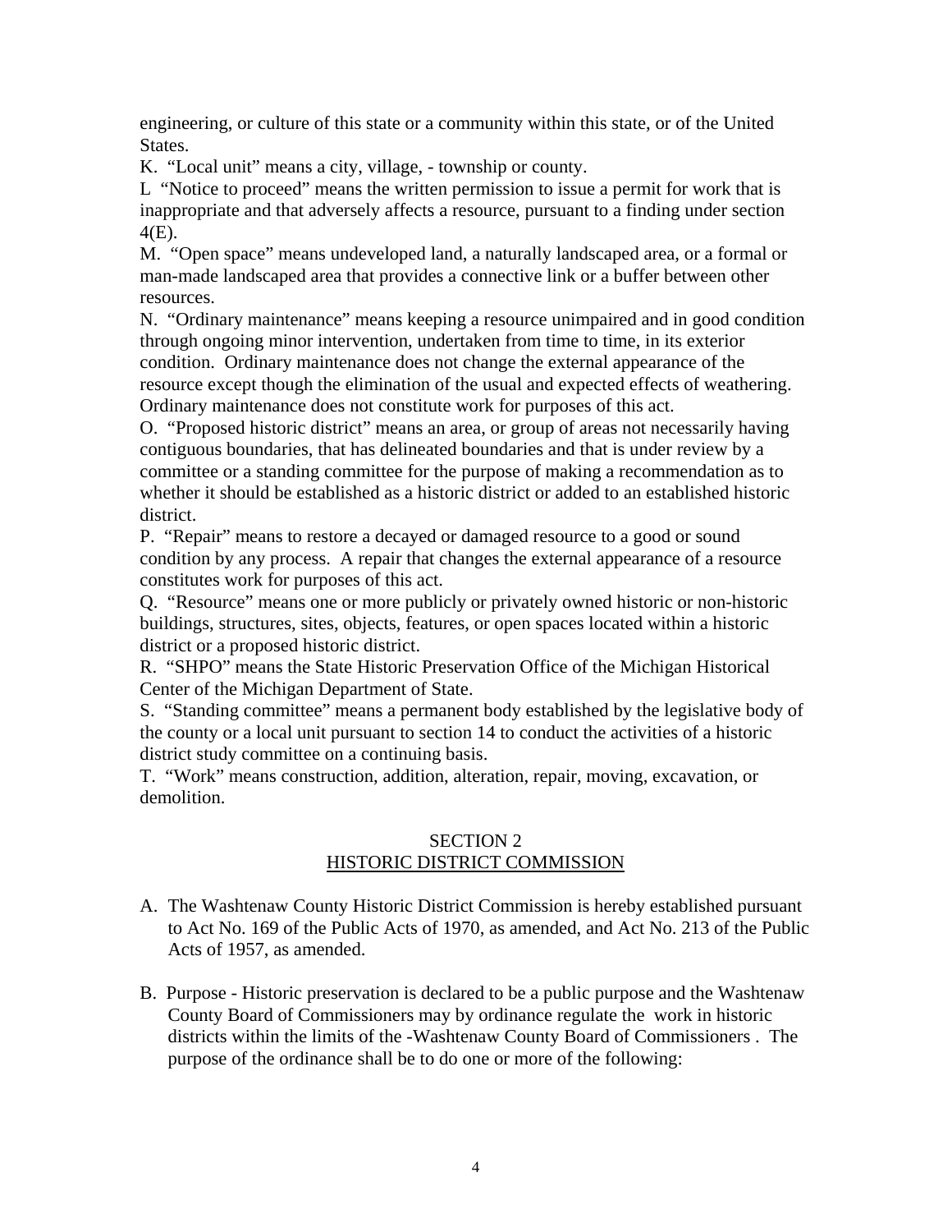engineering, or culture of this state or a community within this state, or of the United States.

K. “Local unit” means a city, village, - township or county.

L “Notice to proceed” means the written permission to issue a permit for work that is inappropriate and that adversely affects a resource, pursuant to a finding under section 4(E).

M. “Open space” means undeveloped land, a naturally landscaped area, or a formal or man-made landscaped area that provides a connective link or a buffer between other resources.

N. “Ordinary maintenance” means keeping a resource unimpaired and in good condition through ongoing minor intervention, undertaken from time to time, in its exterior condition. Ordinary maintenance does not change the external appearance of the resource except though the elimination of the usual and expected effects of weathering. Ordinary maintenance does not constitute work for purposes of this act.

O. “Proposed historic district” means an area, or group of areas not necessarily having contiguous boundaries, that has delineated boundaries and that is under review by a committee or a standing committee for the purpose of making a recommendation as to whether it should be established as a historic district or added to an established historic district.

P. “Repair” means to restore a decayed or damaged resource to a good or sound condition by any process. A repair that changes the external appearance of a resource constitutes work for purposes of this act.

Q. “Resource” means one or more publicly or privately owned historic or non-historic buildings, structures, sites, objects, features, or open spaces located within a historic district or a proposed historic district.

R. “SHPO” means the State Historic Preservation Office of the Michigan Historical Center of the Michigan Department of State.

S. “Standing committee” means a permanent body established by the legislative body of the county or a local unit pursuant to section 14 to conduct the activities of a historic district study committee on a continuing basis.

T. “Work” means construction, addition, alteration, repair, moving, excavation, or demolition.

## SECTION 2
## HISTORIC DISTRICT COMMISSION

A. The Washtenaw County Historic District Commission is hereby established pursuant to Act No. 169 of the Public Acts of 1970, as amended, and Act No. 213 of the Public Acts of 1957, as amended.

B. Purpose - Historic preservation is declared to be a public purpose and the Washtenaw County Board of Commissioners may by ordinance regulate the work in historic districts within the limits of the -Washtenaw County Board of Commissioners . The purpose of the ordinance shall be to do one or more of the following: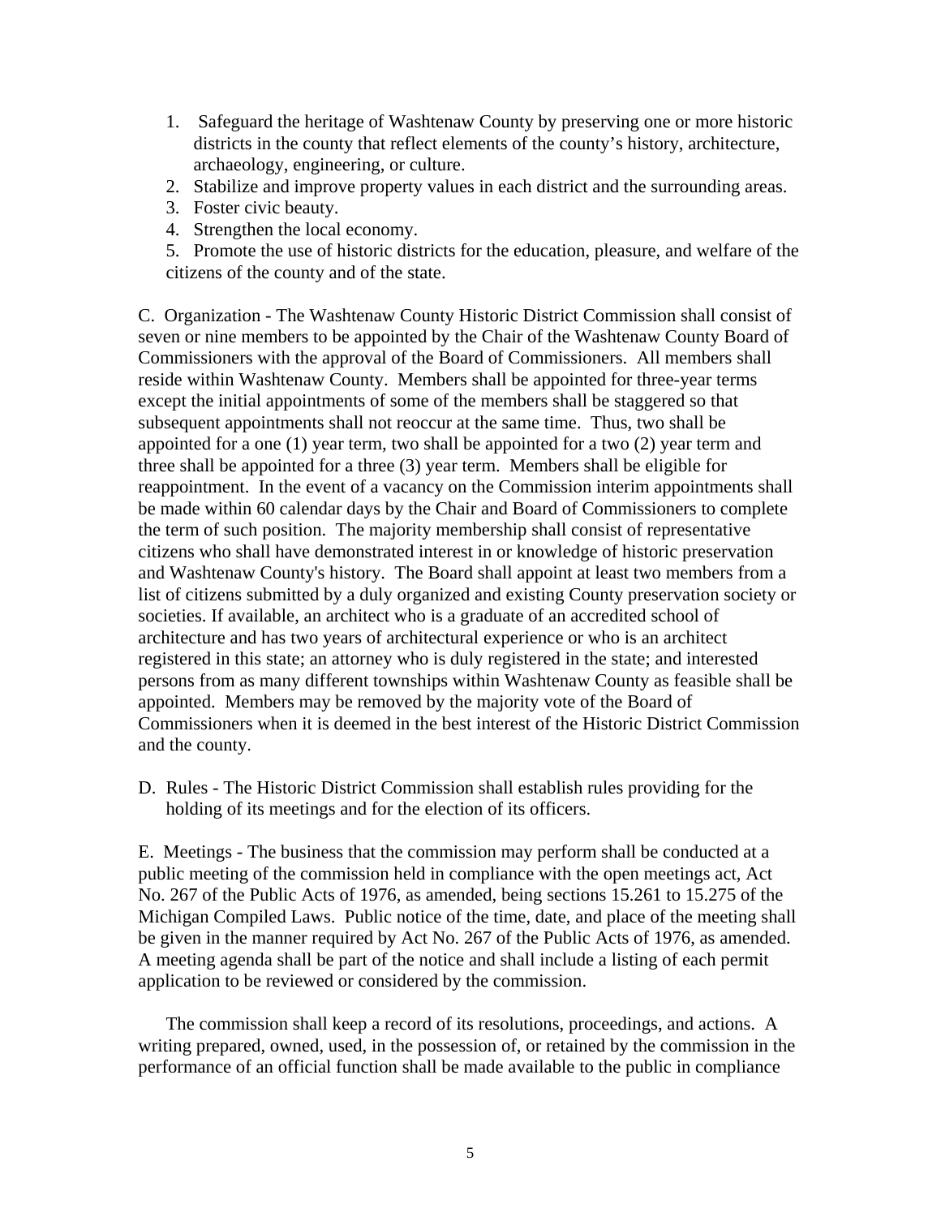1. Safeguard the heritage of Washtenaw County by preserving one or more historic districts in the county that reflect elements of the county's history, architecture, archaeology, engineering, or culture.
2. Stabilize and improve property values in each district and the surrounding areas.
3. Foster civic beauty.
4. Strengthen the local economy.
5. Promote the use of historic districts for the education, pleasure, and welfare of the citizens of the county and of the state.

C. Organization - The Washtenaw County Historic District Commission shall consist of seven or nine members to be appointed by the Chair of the Washtenaw County Board of Commissioners with the approval of the Board of Commissioners. All members shall reside within Washtenaw County. Members shall be appointed for three-year terms except the initial appointments of some of the members shall be staggered so that subsequent appointments shall not reoccur at the same time. Thus, two shall be appointed for a one (1) year term, two shall be appointed for a two (2) year term and three shall be appointed for a three (3) year term. Members shall be eligible for reappointment. In the event of a vacancy on the Commission interim appointments shall be made within 60 calendar days by the Chair and Board of Commissioners to complete the term of such position. The majority membership shall consist of representative citizens who shall have demonstrated interest in or knowledge of historic preservation and Washtenaw County's history. The Board shall appoint at least two members from a list of citizens submitted by a duly organized and existing County preservation society or societies. If available, an architect who is a graduate of an accredited school of architecture and has two years of architectural experience or who is an architect registered in this state; an attorney who is duly registered in the state; and interested persons from as many different townships within Washtenaw County as feasible shall be appointed. Members may be removed by the majority vote of the Board of Commissioners when it is deemed in the best interest of the Historic District Commission and the county.

D. Rules - The Historic District Commission shall establish rules providing for the holding of its meetings and for the election of its officers.

E. Meetings - The business that the commission may perform shall be conducted at a public meeting of the commission held in compliance with the open meetings act, Act No. 267 of the Public Acts of 1976, as amended, being sections 15.261 to 15.275 of the Michigan Compiled Laws. Public notice of the time, date, and place of the meeting shall be given in the manner required by Act No. 267 of the Public Acts of 1976, as amended. A meeting agenda shall be part of the notice and shall include a listing of each permit application to be reviewed or considered by the commission.

The commission shall keep a record of its resolutions, proceedings, and actions. A writing prepared, owned, used, in the possession of, or retained by the commission in the performance of an official function shall be made available to the public in compliance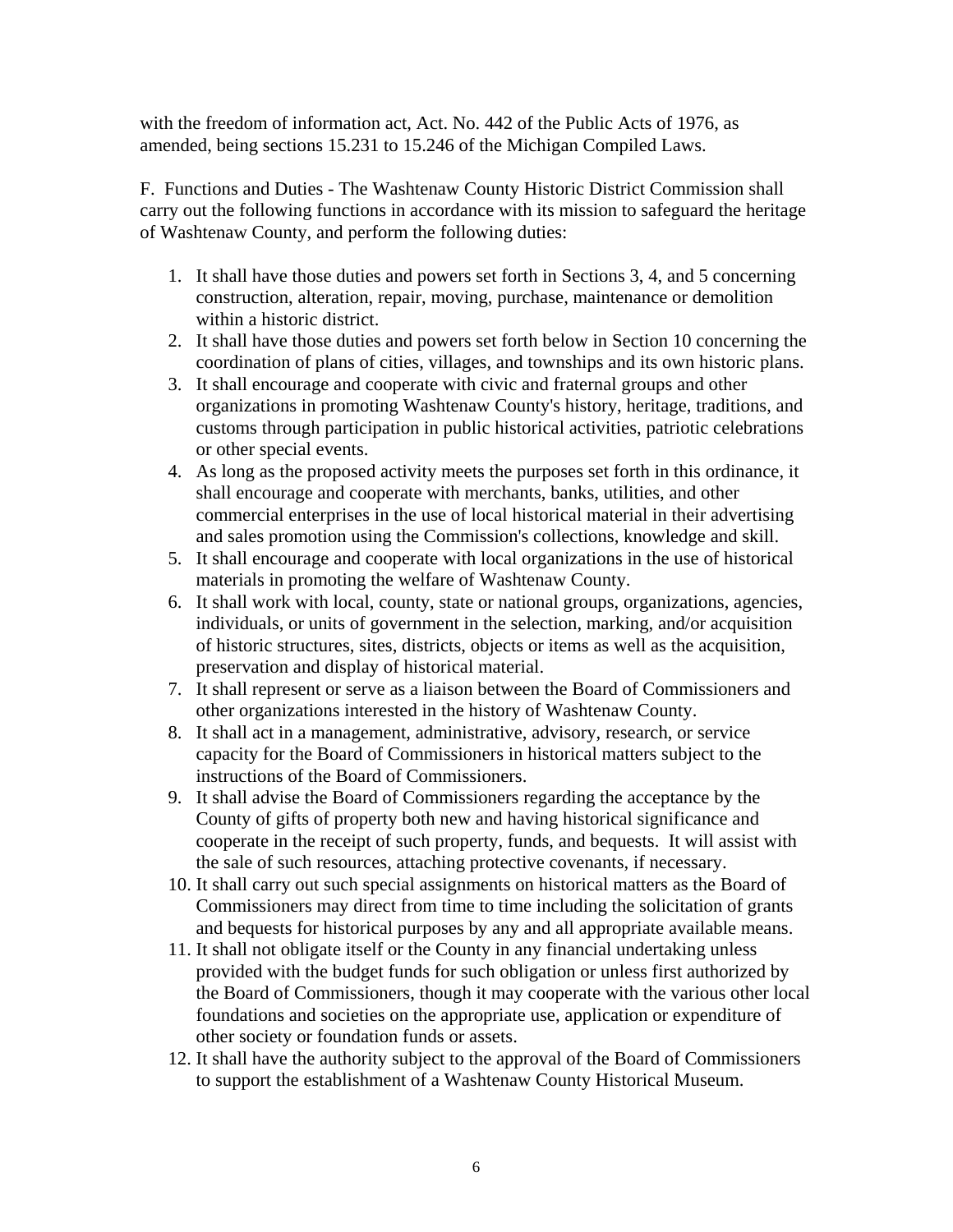with the freedom of information act, Act. No. 442 of the Public Acts of 1976, as amended, being sections 15.231 to 15.246 of the Michigan Compiled Laws.

F. Functions and Duties - The Washtenaw County Historic District Commission shall carry out the following functions in accordance with its mission to safeguard the heritage of Washtenaw County, and perform the following duties:

1. It shall have those duties and powers set forth in Sections 3, 4, and 5 concerning construction, alteration, repair, moving, purchase, maintenance or demolition within a historic district.
2. It shall have those duties and powers set forth below in Section 10 concerning the coordination of plans of cities, villages, and townships and its own historic plans.
3. It shall encourage and cooperate with civic and fraternal groups and other organizations in promoting Washtenaw County's history, heritage, traditions, and customs through participation in public historical activities, patriotic celebrations or other special events.
4. As long as the proposed activity meets the purposes set forth in this ordinance, it shall encourage and cooperate with merchants, banks, utilities, and other commercial enterprises in the use of local historical material in their advertising and sales promotion using the Commission's collections, knowledge and skill.
5. It shall encourage and cooperate with local organizations in the use of historical materials in promoting the welfare of Washtenaw County.
6. It shall work with local, county, state or national groups, organizations, agencies, individuals, or units of government in the selection, marking, and/or acquisition of historic structures, sites, districts, objects or items as well as the acquisition, preservation and display of historical material.
7. It shall represent or serve as a liaison between the Board of Commissioners and other organizations interested in the history of Washtenaw County.
8. It shall act in a management, administrative, advisory, research, or service capacity for the Board of Commissioners in historical matters subject to the instructions of the Board of Commissioners.
9. It shall advise the Board of Commissioners regarding the acceptance by the County of gifts of property both new and having historical significance and cooperate in the receipt of such property, funds, and bequests. It will assist with the sale of such resources, attaching protective covenants, if necessary.
10. It shall carry out such special assignments on historical matters as the Board of Commissioners may direct from time to time including the solicitation of grants and bequests for historical purposes by any and all appropriate available means.
11. It shall not obligate itself or the County in any financial undertaking unless provided with the budget funds for such obligation or unless first authorized by the Board of Commissioners, though it may cooperate with the various other local foundations and societies on the appropriate use, application or expenditure of other society or foundation funds or assets.
12. It shall have the authority subject to the approval of the Board of Commissioners to support the establishment of a Washtenaw County Historical Museum.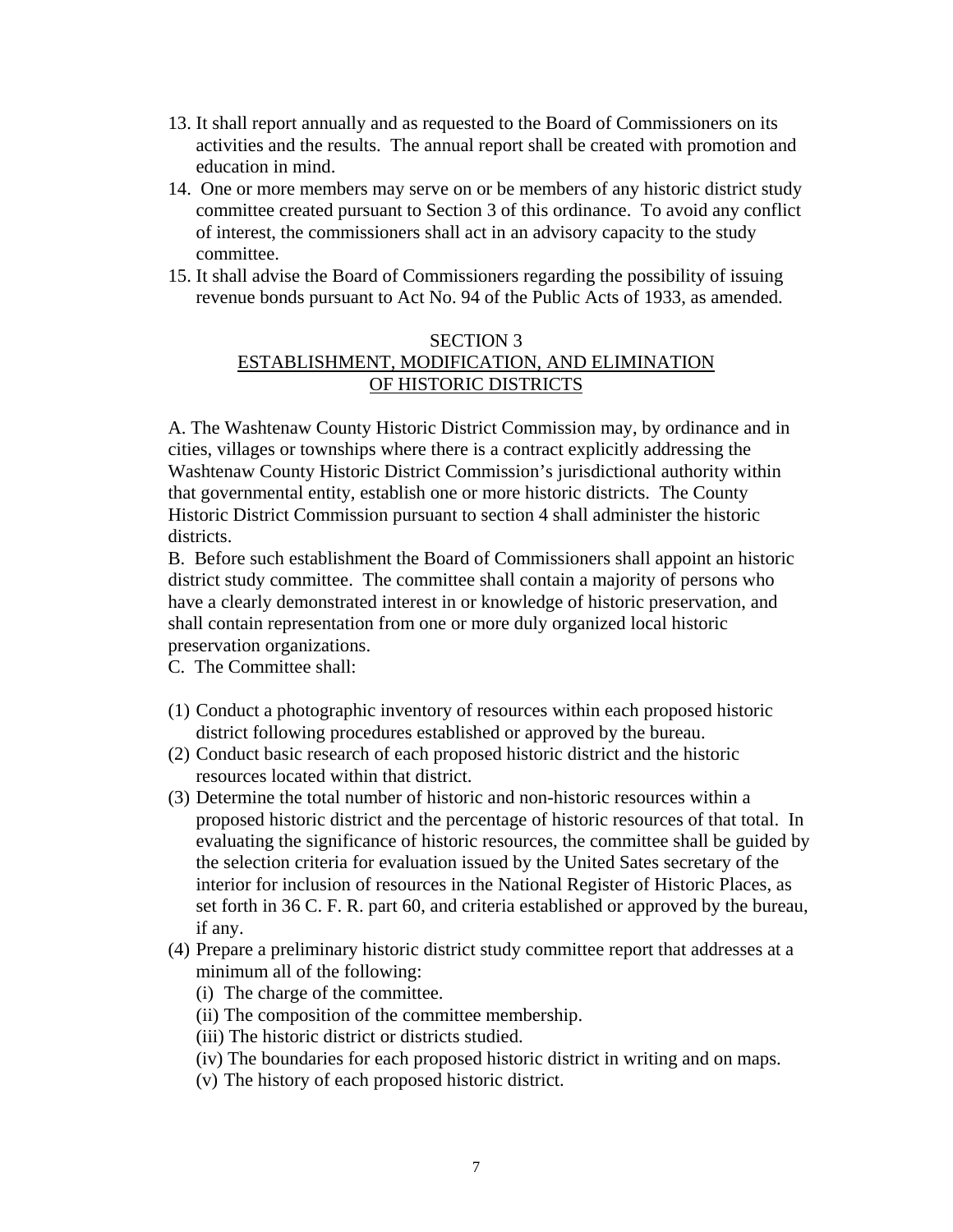13. It shall report annually and as requested to the Board of Commissioners on its activities and the results. The annual report shall be created with promotion and education in mind.
14. One or more members may serve on or be members of any historic district study committee created pursuant to Section 3 of this ordinance. To avoid any conflict of interest, the commissioners shall act in an advisory capacity to the study committee.
15. It shall advise the Board of Commissioners regarding the possibility of issuing revenue bonds pursuant to Act No. 94 of the Public Acts of 1933, as amended.

## SECTION 3
## ESTABLISHMENT, MODIFICATION, AND ELIMINATION OF HISTORIC DISTRICTS

A. The Washtenaw County Historic District Commission may, by ordinance and in cities, villages or townships where there is a contract explicitly addressing the Washtenaw County Historic District Commission's jurisdictional authority within that governmental entity, establish one or more historic districts. The County Historic District Commission pursuant to section 4 shall administer the historic districts.

B. Before such establishment the Board of Commissioners shall appoint an historic district study committee. The committee shall contain a majority of persons who have a clearly demonstrated interest in or knowledge of historic preservation, and shall contain representation from one or more duly organized local historic preservation organizations.

C. The Committee shall:

(1) Conduct a photographic inventory of resources within each proposed historic district following procedures established or approved by the bureau.

(2) Conduct basic research of each proposed historic district and the historic resources located within that district.

(3) Determine the total number of historic and non-historic resources within a proposed historic district and the percentage of historic resources of that total. In evaluating the significance of historic resources, the committee shall be guided by the selection criteria for evaluation issued by the United Sates secretary of the interior for inclusion of resources in the National Register of Historic Places, as set forth in 36 C. F. R. part 60, and criteria established or approved by the bureau, if any.

(4) Prepare a preliminary historic district study committee report that addresses at a minimum all of the following:
   - (i) The charge of the committee.
   - (ii) The composition of the committee membership.
   - (iii) The historic district or districts studied.
   - (iv) The boundaries for each proposed historic district in writing and on maps.
   - (v) The history of each proposed historic district.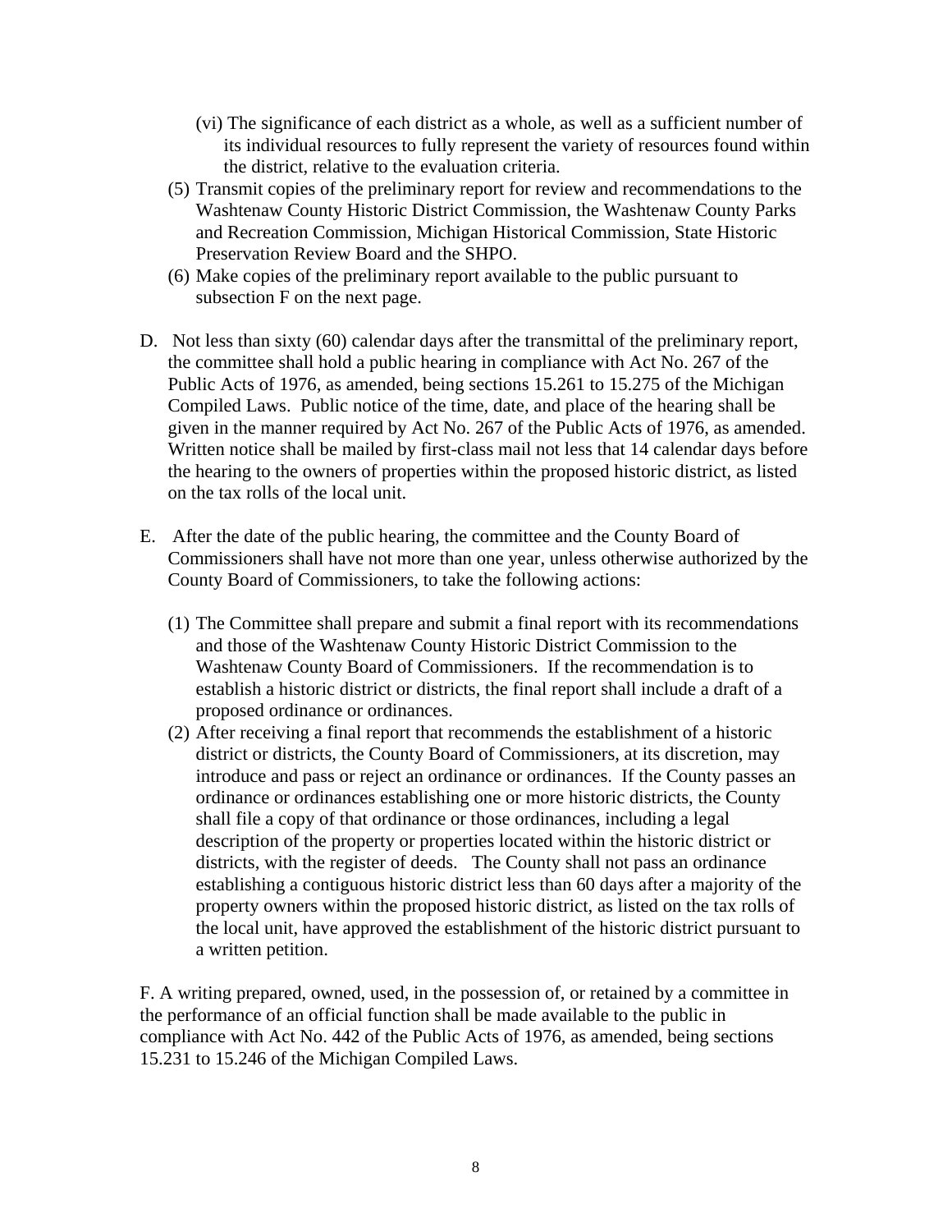(vi) The significance of each district as a whole, as well as a sufficient number of its individual resources to fully represent the variety of resources found within the district, relative to the evaluation criteria.

(5) Transmit copies of the preliminary report for review and recommendations to the Washtenaw County Historic District Commission, the Washtenaw County Parks and Recreation Commission, Michigan Historical Commission, State Historic Preservation Review Board and the SHPO.

(6) Make copies of the preliminary report available to the public pursuant to subsection F on the next page.

D. Not less than sixty (60) calendar days after the transmittal of the preliminary report, the committee shall hold a public hearing in compliance with Act No. 267 of the Public Acts of 1976, as amended, being sections 15.261 to 15.275 of the Michigan Compiled Laws. Public notice of the time, date, and place of the hearing shall be given in the manner required by Act No. 267 of the Public Acts of 1976, as amended. Written notice shall be mailed by first-class mail not less that 14 calendar days before the hearing to the owners of properties within the proposed historic district, as listed on the tax rolls of the local unit.

E. After the date of the public hearing, the committee and the County Board of Commissioners shall have not more than one year, unless otherwise authorized by the County Board of Commissioners, to take the following actions:

(1) The Committee shall prepare and submit a final report with its recommendations and those of the Washtenaw County Historic District Commission to the Washtenaw County Board of Commissioners. If the recommendation is to establish a historic district or districts, the final report shall include a draft of a proposed ordinance or ordinances.

(2) After receiving a final report that recommends the establishment of a historic district or districts, the County Board of Commissioners, at its discretion, may introduce and pass or reject an ordinance or ordinances. If the County passes an ordinance or ordinances establishing one or more historic districts, the County shall file a copy of that ordinance or those ordinances, including a legal description of the property or properties located within the historic district or districts, with the register of deeds. The County shall not pass an ordinance establishing a contiguous historic district less than 60 days after a majority of the property owners within the proposed historic district, as listed on the tax rolls of the local unit, have approved the establishment of the historic district pursuant to a written petition.

F. A writing prepared, owned, used, in the possession of, or retained by a committee in the performance of an official function shall be made available to the public in compliance with Act No. 442 of the Public Acts of 1976, as amended, being sections 15.231 to 15.246 of the Michigan Compiled Laws.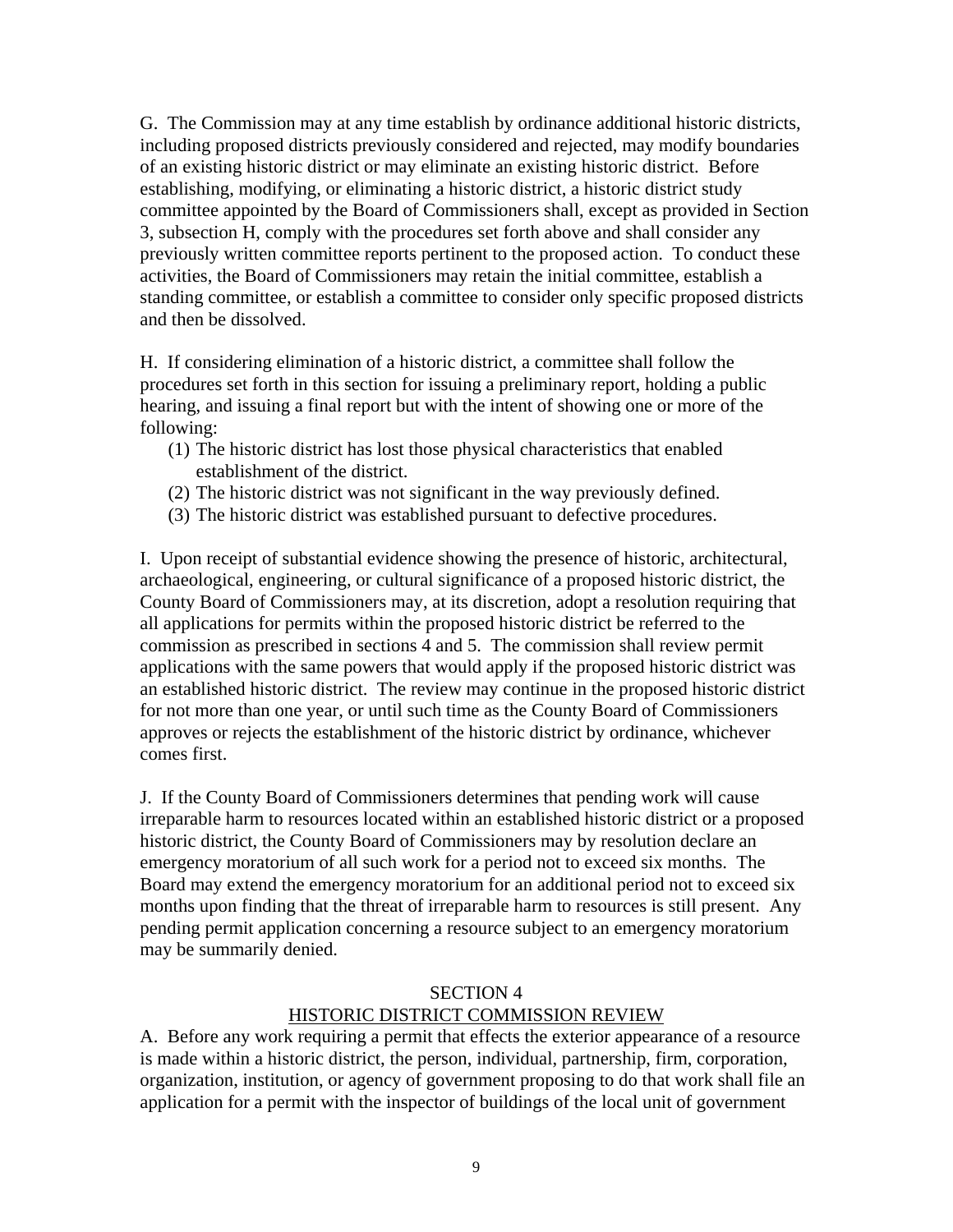G. The Commission may at any time establish by ordinance additional historic districts, including proposed districts previously considered and rejected, may modify boundaries of an existing historic district or may eliminate an existing historic district. Before establishing, modifying, or eliminating a historic district, a historic district study committee appointed by the Board of Commissioners shall, except as provided in Section 3, subsection H, comply with the procedures set forth above and shall consider any previously written committee reports pertinent to the proposed action. To conduct these activities, the Board of Commissioners may retain the initial committee, establish a standing committee, or establish a committee to consider only specific proposed districts and then be dissolved.

H. If considering elimination of a historic district, a committee shall follow the procedures set forth in this section for issuing a preliminary report, holding a public hearing, and issuing a final report but with the intent of showing one or more of the following:

1. The historic district has lost those physical characteristics that enabled establishment of the district.
2. The historic district was not significant in the way previously defined.
3. The historic district was established pursuant to defective procedures.

I. Upon receipt of substantial evidence showing the presence of historic, architectural, archaeological, engineering, or cultural significance of a proposed historic district, the County Board of Commissioners may, at its discretion, adopt a resolution requiring that all applications for permits within the proposed historic district be referred to the commission as prescribed in sections 4 and 5. The commission shall review permit applications with the same powers that would apply if the proposed historic district was an established historic district. The review may continue in the proposed historic district for not more than one year, or until such time as the County Board of Commissioners approves or rejects the establishment of the historic district by ordinance, whichever comes first.

J. If the County Board of Commissioners determines that pending work will cause irreparable harm to resources located within an established historic district or a proposed historic district, the County Board of Commissioners may by resolution declare an emergency moratorium of all such work for a period not to exceed six months. The Board may extend the emergency moratorium for an additional period not to exceed six months upon finding that the threat of irreparable harm to resources is still present. Any pending permit application concerning a resource subject to an emergency moratorium may be summarily denied.

## SECTION 4
## HISTORIC DISTRICT COMMISSION REVIEW

A. Before any work requiring a permit that effects the exterior appearance of a resource is made within a historic district, the person, individual, partnership, firm, corporation, organization, institution, or agency of government proposing to do that work shall file an application for a permit with the inspector of buildings of the local unit of government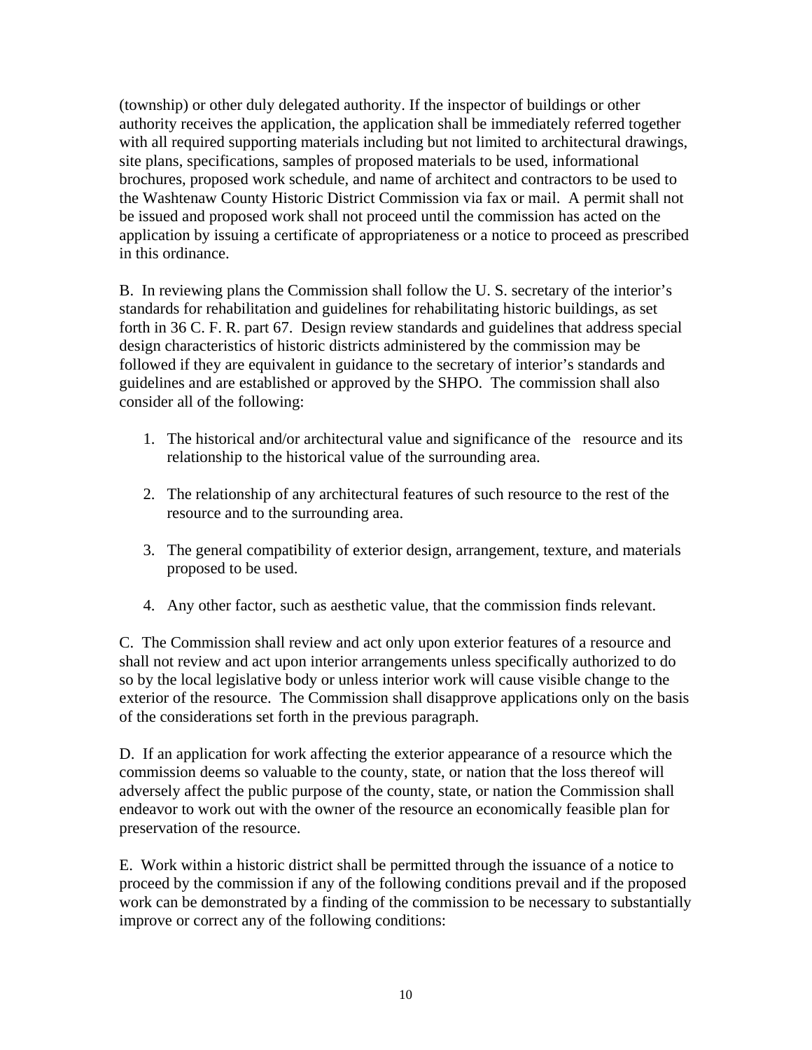(township) or other duly delegated authority. If the inspector of buildings or other authority receives the application, the application shall be immediately referred together with all required supporting materials including but not limited to architectural drawings, site plans, specifications, samples of proposed materials to be used, informational brochures, proposed work schedule, and name of architect and contractors to be used to the Washtenaw County Historic District Commission via fax or mail. A permit shall not be issued and proposed work shall not proceed until the commission has acted on the application by issuing a certificate of appropriateness or a notice to proceed as prescribed in this ordinance.

B. In reviewing plans the Commission shall follow the U. S. secretary of the interior's standards for rehabilitation and guidelines for rehabilitating historic buildings, as set forth in 36 C. F. R. part 67. Design review standards and guidelines that address special design characteristics of historic districts administered by the commission may be followed if they are equivalent in guidance to the secretary of interior's standards and guidelines and are established or approved by the SHPO. The commission shall also consider all of the following:

1. The historical and/or architectural value and significance of the resource and its relationship to the historical value of the surrounding area.

2. The relationship of any architectural features of such resource to the rest of the resource and to the surrounding area.

3. The general compatibility of exterior design, arrangement, texture, and materials proposed to be used.

4. Any other factor, such as aesthetic value, that the commission finds relevant.

C. The Commission shall review and act only upon exterior features of a resource and shall not review and act upon interior arrangements unless specifically authorized to do so by the local legislative body or unless interior work will cause visible change to the exterior of the resource. The Commission shall disapprove applications only on the basis of the considerations set forth in the previous paragraph.

D. If an application for work affecting the exterior appearance of a resource which the commission deems so valuable to the county, state, or nation that the loss thereof will adversely affect the public purpose of the county, state, or nation the Commission shall endeavor to work out with the owner of the resource an economically feasible plan for preservation of the resource.

E. Work within a historic district shall be permitted through the issuance of a notice to proceed by the commission if any of the following conditions prevail and if the proposed work can be demonstrated by a finding of the commission to be necessary to substantially improve or correct any of the following conditions: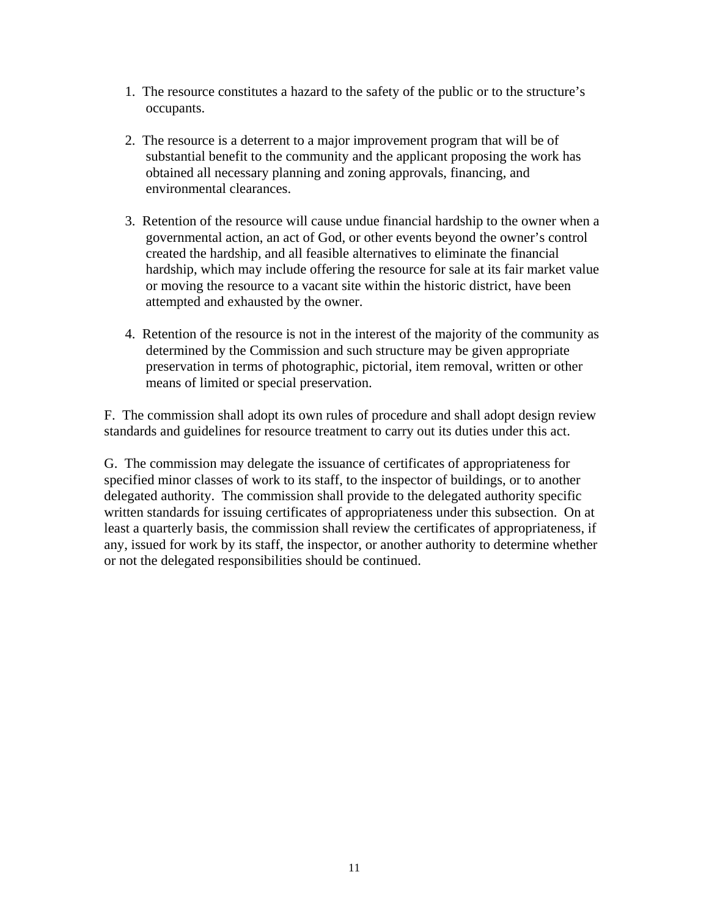1. The resource constitutes a hazard to the safety of the public or to the structure's occupants.

2. The resource is a deterrent to a major improvement program that will be of substantial benefit to the community and the applicant proposing the work has obtained all necessary planning and zoning approvals, financing, and environmental clearances.

3. Retention of the resource will cause undue financial hardship to the owner when a governmental action, an act of God, or other events beyond the owner's control created the hardship, and all feasible alternatives to eliminate the financial hardship, which may include offering the resource for sale at its fair market value or moving the resource to a vacant site within the historic district, have been attempted and exhausted by the owner.

4. Retention of the resource is not in the interest of the majority of the community as determined by the Commission and such structure may be given appropriate preservation in terms of photographic, pictorial, item removal, written or other means of limited or special preservation.

F. The commission shall adopt its own rules of procedure and shall adopt design review standards and guidelines for resource treatment to carry out its duties under this act.

G. The commission may delegate the issuance of certificates of appropriateness for specified minor classes of work to its staff, to the inspector of buildings, or to another delegated authority. The commission shall provide to the delegated authority specific written standards for issuing certificates of appropriateness under this subsection. On at least a quarterly basis, the commission shall review the certificates of appropriateness, if any, issued for work by its staff, the inspector, or another authority to determine whether or not the delegated responsibilities should be continued.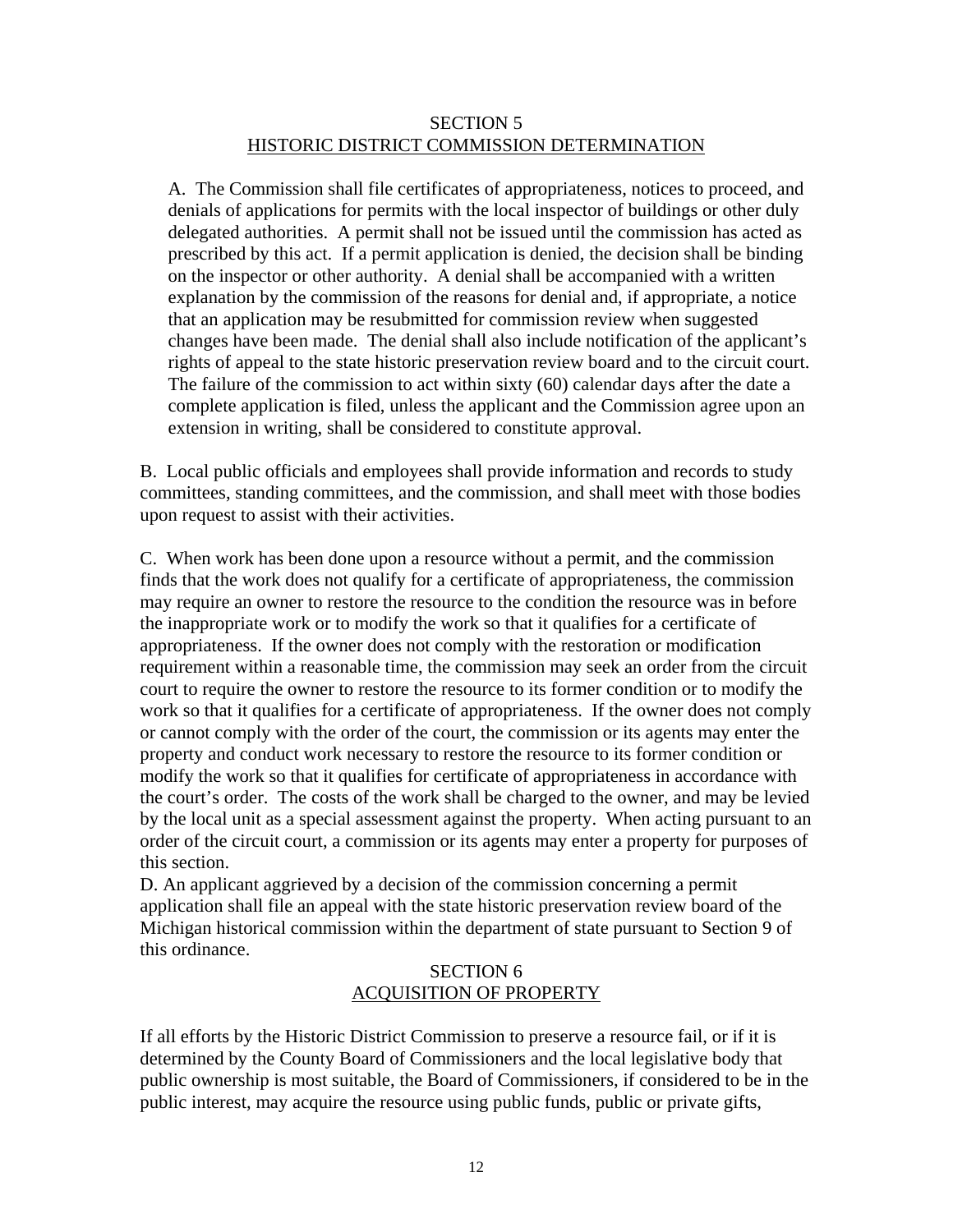## SECTION 5
## HISTORIC DISTRICT COMMISSION DETERMINATION

A. The Commission shall file certificates of appropriateness, notices to proceed, and denials of applications for permits with the local inspector of buildings or other duly delegated authorities. A permit shall not be issued until the commission has acted as prescribed by this act. If a permit application is denied, the decision shall be binding on the inspector or other authority. A denial shall be accompanied with a written explanation by the commission of the reasons for denial and, if appropriate, a notice that an application may be resubmitted for commission review when suggested changes have been made. The denial shall also include notification of the applicant's rights of appeal to the state historic preservation review board and to the circuit court. The failure of the commission to act within sixty (60) calendar days after the date a complete application is filed, unless the applicant and the Commission agree upon an extension in writing, shall be considered to constitute approval.

B. Local public officials and employees shall provide information and records to study committees, standing committees, and the commission, and shall meet with those bodies upon request to assist with their activities.

C. When work has been done upon a resource without a permit, and the commission finds that the work does not qualify for a certificate of appropriateness, the commission may require an owner to restore the resource to the condition the resource was in before the inappropriate work or to modify the work so that it qualifies for a certificate of appropriateness. If the owner does not comply with the restoration or modification requirement within a reasonable time, the commission may seek an order from the circuit court to require the owner to restore the resource to its former condition or to modify the work so that it qualifies for a certificate of appropriateness. If the owner does not comply or cannot comply with the order of the court, the commission or its agents may enter the property and conduct work necessary to restore the resource to its former condition or modify the work so that it qualifies for certificate of appropriateness in accordance with the court's order. The costs of the work shall be charged to the owner, and may be levied by the local unit as a special assessment against the property. When acting pursuant to an order of the circuit court, a commission or its agents may enter a property for purposes of this section.

D. An applicant aggrieved by a decision of the commission concerning a permit application shall file an appeal with the state historic preservation review board of the Michigan historical commission within the department of state pursuant to Section 9 of this ordinance.

## SECTION 6
## ACQUISITION OF PROPERTY

If all efforts by the Historic District Commission to preserve a resource fail, or if it is determined by the County Board of Commissioners and the local legislative body that public ownership is most suitable, the Board of Commissioners, if considered to be in the public interest, may acquire the resource using public funds, public or private gifts,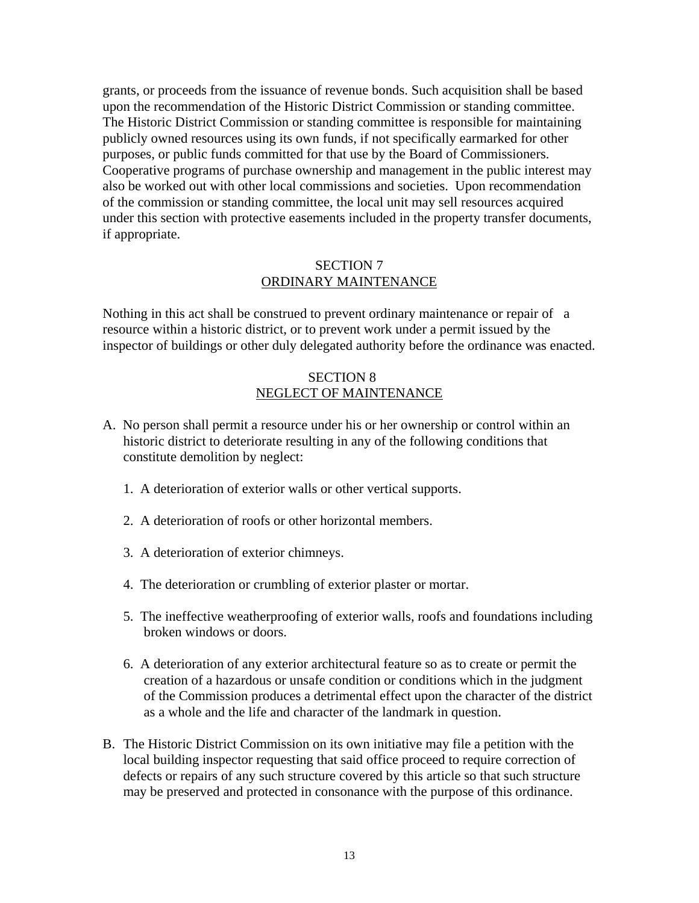grants, or proceeds from the issuance of revenue bonds. Such acquisition shall be based upon the recommendation of the Historic District Commission or standing committee. The Historic District Commission or standing committee is responsible for maintaining publicly owned resources using its own funds, if not specifically earmarked for other purposes, or public funds committed for that use by the Board of Commissioners. Cooperative programs of purchase ownership and management in the public interest may also be worked out with other local commissions and societies. Upon recommendation of the commission or standing committee, the local unit may sell resources acquired under this section with protective easements included in the property transfer documents, if appropriate.

## SECTION 7
## ORDINARY MAINTENANCE

Nothing in this act shall be construed to prevent ordinary maintenance or repair of a resource within a historic district, or to prevent work under a permit issued by the inspector of buildings or other duly delegated authority before the ordinance was enacted.

## SECTION 8
## NEGLECT OF MAINTENANCE

A. No person shall permit a resource under his or her ownership or control within an historic district to deteriorate resulting in any of the following conditions that constitute demolition by neglect:

   1. A deterioration of exterior walls or other vertical supports.

   2. A deterioration of roofs or other horizontal members.

   3. A deterioration of exterior chimneys.

   4. The deterioration or crumbling of exterior plaster or mortar.

   5. The ineffective weatherproofing of exterior walls, roofs and foundations including broken windows or doors.

   6. A deterioration of any exterior architectural feature so as to create or permit the creation of a hazardous or unsafe condition or conditions which in the judgment of the Commission produces a detrimental effect upon the character of the district as a whole and the life and character of the landmark in question.

B. The Historic District Commission on its own initiative may file a petition with the local building inspector requesting that said office proceed to require correction of defects or repairs of any such structure covered by this article so that such structure may be preserved and protected in consonance with the purpose of this ordinance.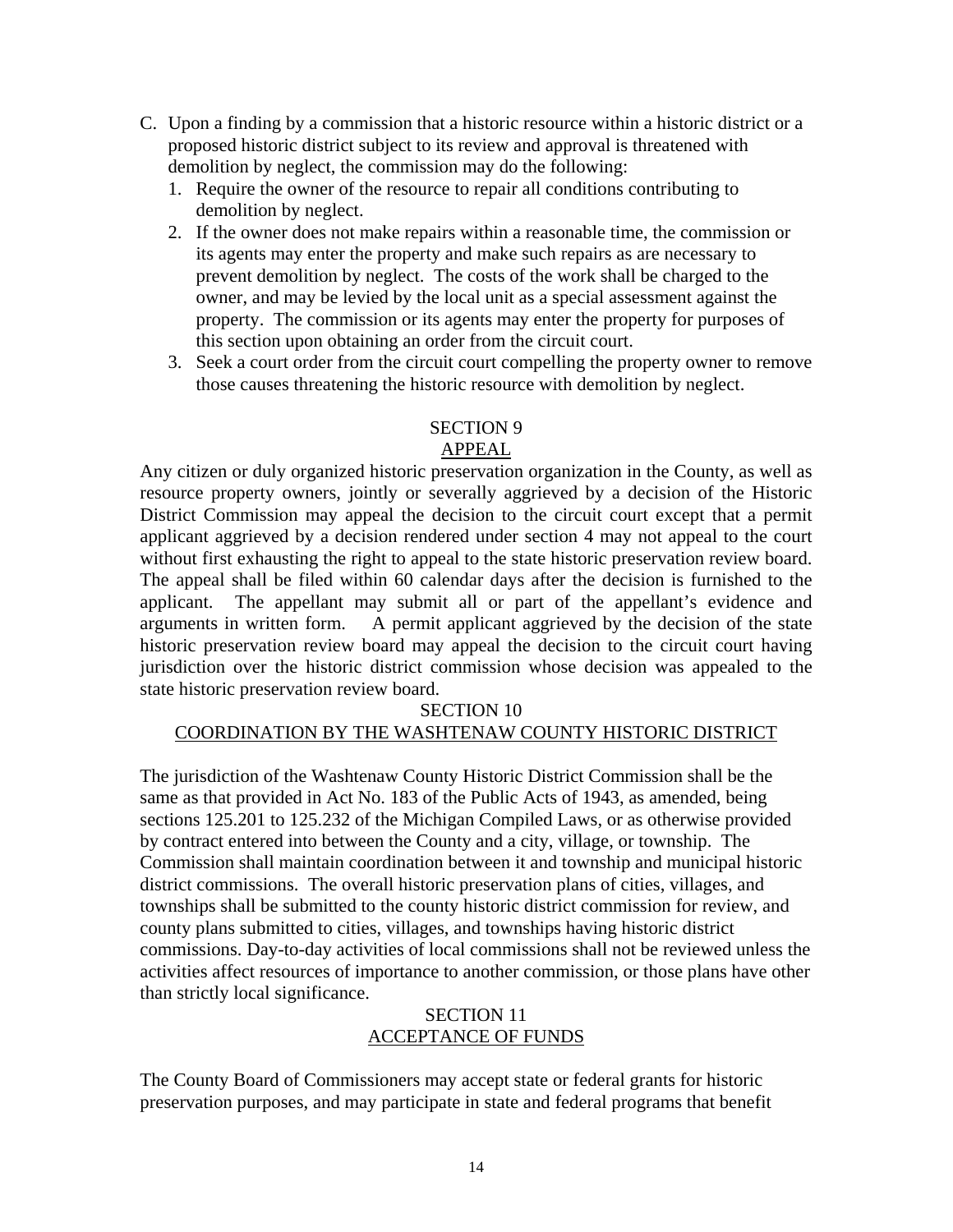C. Upon a finding by a commission that a historic resource within a historic district or a proposed historic district subject to its review and approval is threatened with demolition by neglect, the commission may do the following:
   1. Require the owner of the resource to repair all conditions contributing to demolition by neglect.
   2. If the owner does not make repairs within a reasonable time, the commission or its agents may enter the property and make such repairs as are necessary to prevent demolition by neglect. The costs of the work shall be charged to the owner, and may be levied by the local unit as a special assessment against the property. The commission or its agents may enter the property for purposes of this section upon obtaining an order from the circuit court.
   3. Seek a court order from the circuit court compelling the property owner to remove those causes threatening the historic resource with demolition by neglect.

## SECTION 9
## APPEAL

Any citizen or duly organized historic preservation organization in the County, as well as resource property owners, jointly or severally aggrieved by a decision of the Historic District Commission may appeal the decision to the circuit court except that a permit applicant aggrieved by a decision rendered under section 4 may not appeal to the court without first exhausting the right to appeal to the state historic preservation review board. The appeal shall be filed within 60 calendar days after the decision is furnished to the applicant. The appellant may submit all or part of the appellant's evidence and arguments in written form. A permit applicant aggrieved by the decision of the state historic preservation review board may appeal the decision to the circuit court having jurisdiction over the historic district commission whose decision was appealed to the state historic preservation review board.

## SECTION 10
## COORDINATION BY THE WASHTENAW COUNTY HISTORIC DISTRICT

The jurisdiction of the Washtenaw County Historic District Commission shall be the same as that provided in Act No. 183 of the Public Acts of 1943, as amended, being sections 125.201 to 125.232 of the Michigan Compiled Laws, or as otherwise provided by contract entered into between the County and a city, village, or township. The Commission shall maintain coordination between it and township and municipal historic district commissions. The overall historic preservation plans of cities, villages, and townships shall be submitted to the county historic district commission for review, and county plans submitted to cities, villages, and townships having historic district commissions. Day-to-day activities of local commissions shall not be reviewed unless the activities affect resources of importance to another commission, or those plans have other than strictly local significance.

## SECTION 11
## ACCEPTANCE OF FUNDS

The County Board of Commissioners may accept state or federal grants for historic preservation purposes, and may participate in state and federal programs that benefit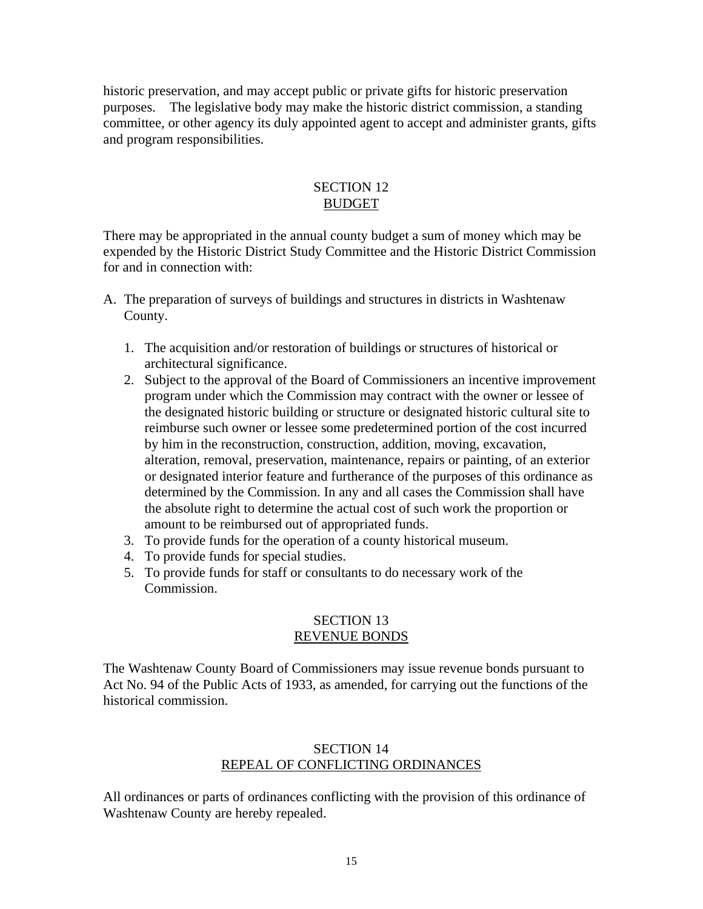historic preservation, and may accept public or private gifts for historic preservation purposes. The legislative body may make the historic district commission, a standing committee, or other agency its duly appointed agent to accept and administer grants, gifts and program responsibilities.

## SECTION 12
## BUDGET

There may be appropriated in the annual county budget a sum of money which may be expended by the Historic District Study Committee and the Historic District Commission for and in connection with:

A. The preparation of surveys of buildings and structures in districts in Washtenaw County.

   1. The acquisition and/or restoration of buildings or structures of historical or architectural significance.
   2. Subject to the approval of the Board of Commissioners an incentive improvement program under which the Commission may contract with the owner or lessee of the designated historic building or structure or designated historic cultural site to reimburse such owner or lessee some predetermined portion of the cost incurred by him in the reconstruction, construction, addition, moving, excavation, alteration, removal, preservation, maintenance, repairs or painting, of an exterior or designated interior feature and furtherance of the purposes of this ordinance as determined by the Commission. In any and all cases the Commission shall have the absolute right to determine the actual cost of such work the proportion or amount to be reimbursed out of appropriated funds.
   3. To provide funds for the operation of a county historical museum.
   4. To provide funds for special studies.
   5. To provide funds for staff or consultants to do necessary work of the Commission.

## SECTION 13
## REVENUE BONDS

The Washtenaw County Board of Commissioners may issue revenue bonds pursuant to Act No. 94 of the Public Acts of 1933, as amended, for carrying out the functions of the historical commission.

## SECTION 14
## REPEAL OF CONFLICTING ORDINANCES

All ordinances or parts of ordinances conflicting with the provision of this ordinance of Washtenaw County are hereby repealed.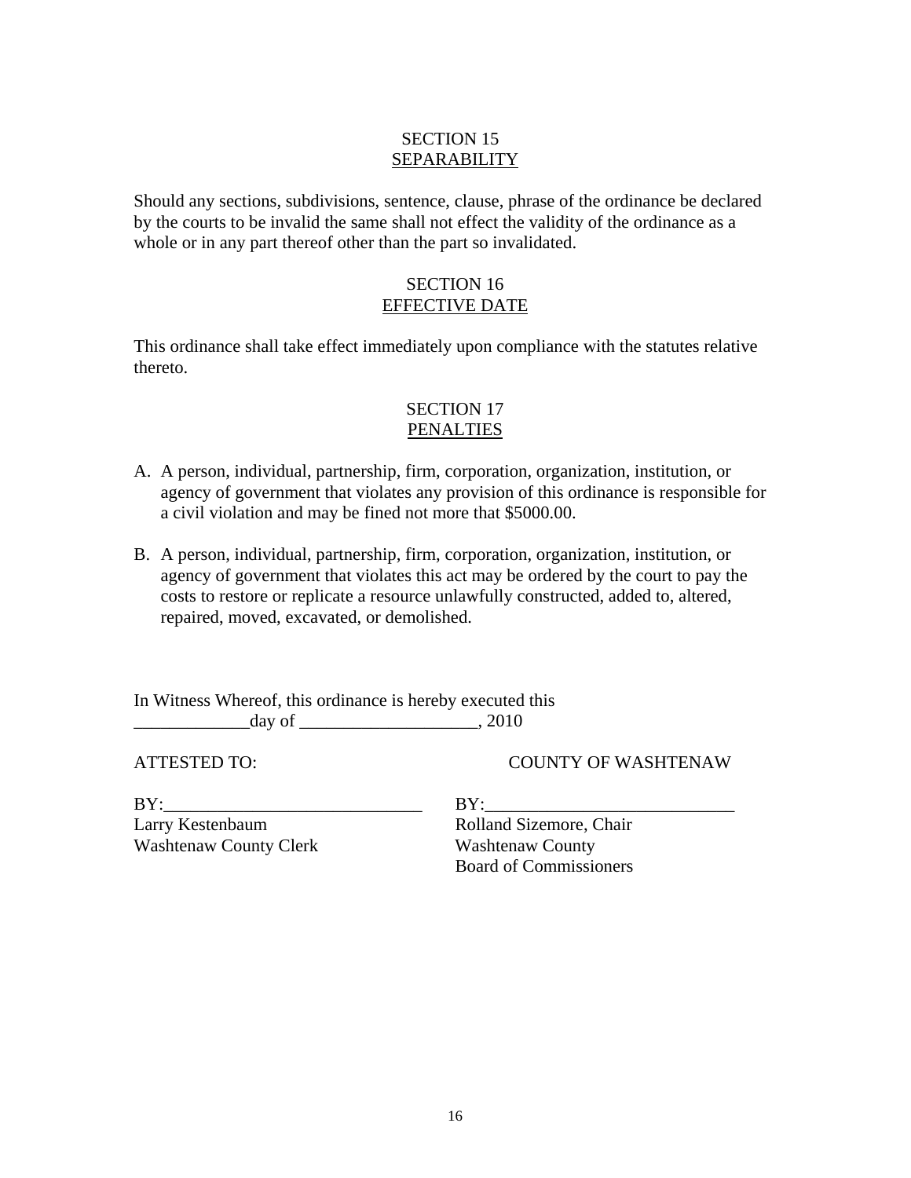## SECTION 15
## SEPARABILITY

Should any sections, subdivisions, sentence, clause, phrase of the ordinance be declared by the courts to be invalid the same shall not effect the validity of the ordinance as a whole or in any part thereof other than the part so invalidated.

## SECTION 16
## EFFECTIVE DATE

This ordinance shall take effect immediately upon compliance with the statutes relative thereto.

## SECTION 17
## PENALTIES

A. A person, individual, partnership, firm, corporation, organization, institution, or agency of government that violates any provision of this ordinance is responsible for a civil violation and may be fined not more that $5000.00.

B. A person, individual, partnership, firm, corporation, organization, institution, or agency of government that violates this act may be ordered by the court to pay the costs to restore or replicate a resource unlawfully constructed, added to, altered, repaired, moved, excavated, or demolished.

In Witness Whereof, this ordinance is hereby executed this _____________day of ____________________, 2010

ATTESTED TO:

BY:_____________________________
Larry Kestenbaum
Washtenaw County Clerk

COUNTY OF WASHTENAW

BY:____________________________
Rolland Sizemore, Chair
Washtenaw County
Board of Commissioners